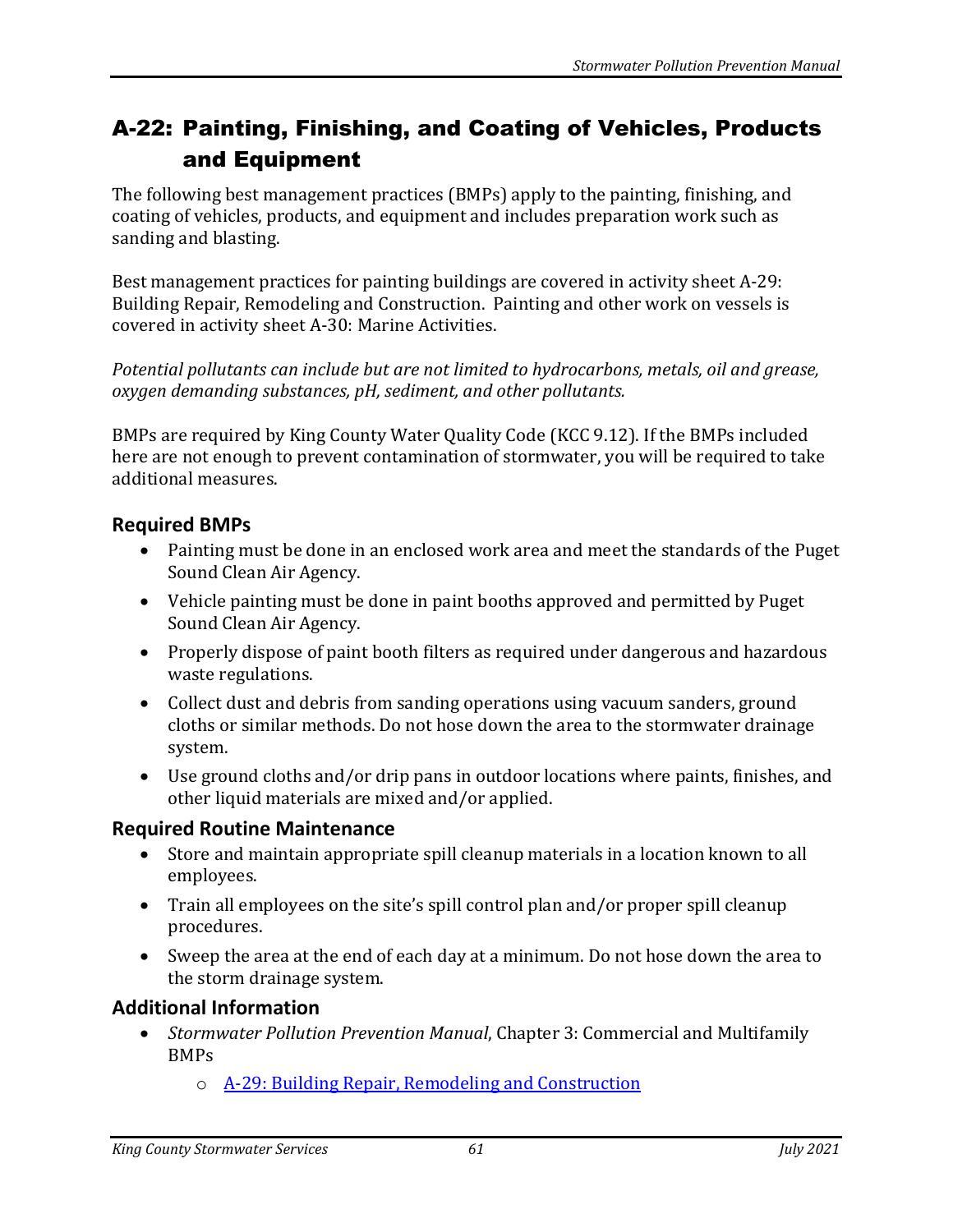# A-22: Painting, Finishing, and Coating of Vehicles, Products and Equipment

The following best management practices (BMPs) apply to the painting, finishing, and coating of vehicles, products, and equipment and includes preparation work such as sanding and blasting.

Best management practices for painting buildings are covered in activity sheet A-29: Building Repair, Remodeling and Construction. Painting and other work on vessels is covered in activity sheet A-30: Marine Activities.

*Potential pollutants can include but are not limited to hydrocarbons, metals, oil and grease, oxygen demanding substances, pH, sediment, and other pollutants.*

BMPs are required by King County Water Quality Code (KCC 9.12). If the BMPs included here are not enough to prevent contamination of stormwater, you will be required to take additional measures.

## Required BMPs

- Painting must be done in an enclosed work area and meet the standards of the Puget Sound Clean Air Agency.
- Vehicle painting must be done in paint booths approved and permitted by Puget Sound Clean Air Agency.
- Properly dispose of paint booth filters as required under dangerous and hazardous waste regulations.
- Collect dust and debris from sanding operations using vacuum sanders, ground cloths or similar methods. Do not hose down the area to the stormwater drainage system.
- Use ground cloths and/or drip pans in outdoor locations where paints, finishes, and other liquid materials are mixed and/or applied.

## Required Routine Maintenance

- Store and maintain appropriate spill cleanup materials in a location known to all employees.
- Train all employees on the site's spill control plan and/or proper spill cleanup procedures.
- Sweep the area at the end of each day at a minimum. Do not hose down the area to the storm drainage system.

## Additional Information

- *Stormwater Pollution Prevention Manual*, Chapter 3: Commercial and Multifamily BMPs
  - A-29: Building Repair, Remodeling and Construction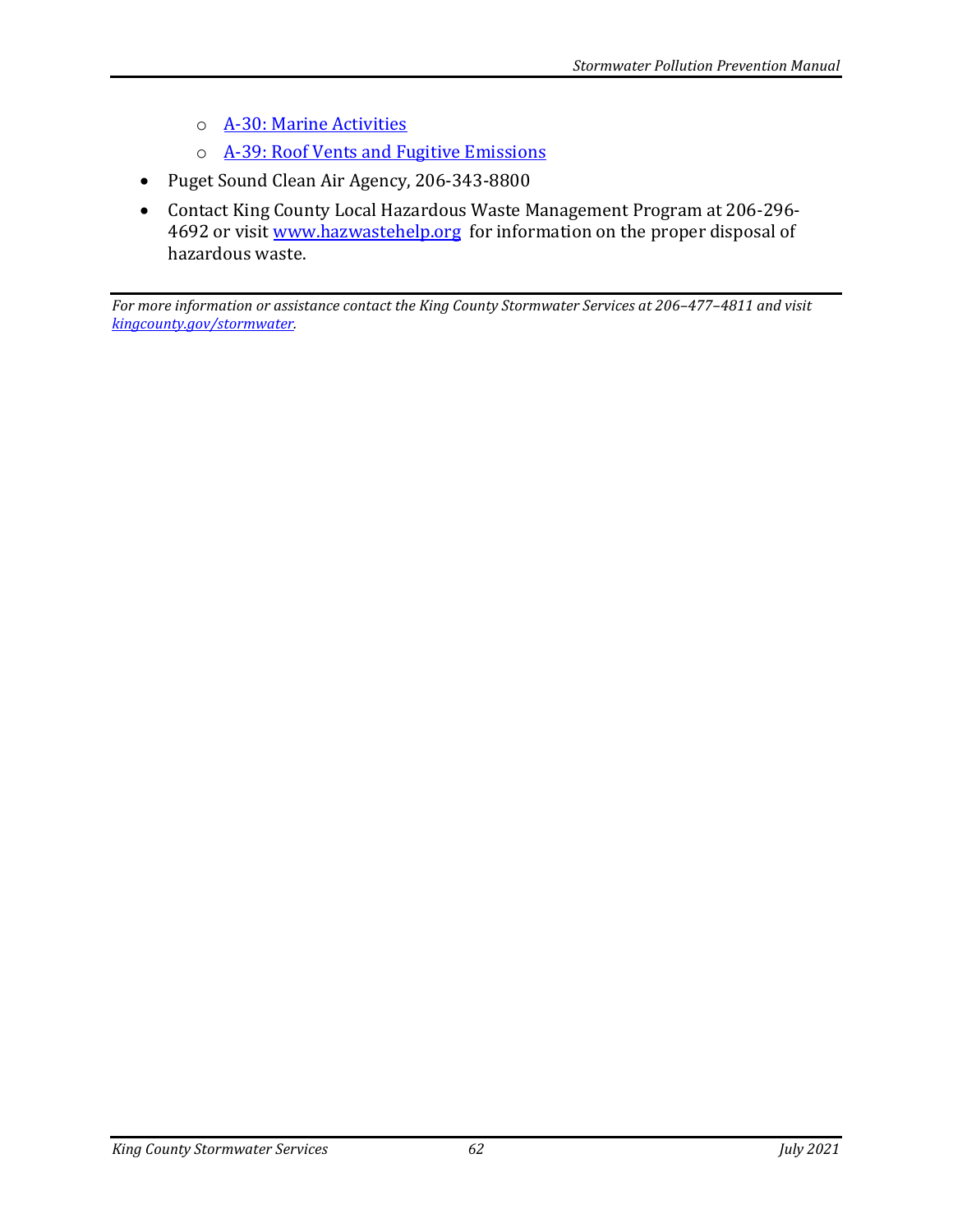- [A-30: Marine Activities](#)
  - [A-39: Roof Vents and Fugitive Emissions](#)
- Puget Sound Clean Air Agency, 206-343-8800
- Contact King County Local Hazardous Waste Management Program at 206-296-4692 or visit [www.hazwastehelp.org](http://www.hazwastehelp.org) for information on the proper disposal of hazardous waste.

---

*For more information or assistance contact the King County Stormwater Services at 206–477–4811 and visit [kingcounty.gov/stormwater](http://kingcounty.gov/stormwater).*